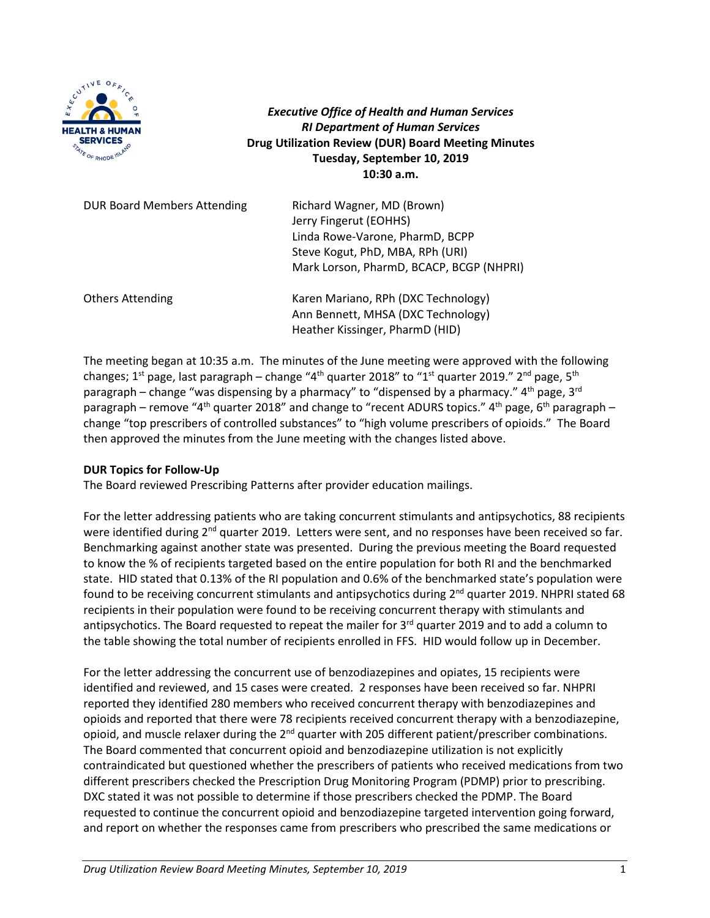***Executive Office of Health and Human Services***
***RI Department of Human Services***
**Drug Utilization Review (DUR) Board Meeting Minutes**
**Tuesday, September 10, 2019**
**10:30 a.m.**

| | |
|---|---|
| DUR Board Members Attending | Richard Wagner, MD (Brown) |
| | Jerry Fingerut (EOHHS) |
| | Linda Rowe-Varone, PharmD, BCPP |
| | Steve Kogut, PhD, MBA, RPh (URI) |
| | Mark Lorson, PharmD, BCACP, BCGP (NHPRI) |
| Others Attending | Karen Mariano, RPh (DXC Technology) |
| | Ann Bennett, MHSA (DXC Technology) |
| | Heather Kissinger, PharmD (HID) |

The meeting began at 10:35 a.m. The minutes of the June meeting were approved with the following changes; 1st page, last paragraph – change "4th quarter 2018" to "1st quarter 2019." 2nd page, 5th paragraph – change "was dispensing by a pharmacy" to "dispensed by a pharmacy." 4th page, 3rd paragraph – remove "4th quarter 2018" and change to "recent ADURS topics." 4th page, 6th paragraph – change "top prescribers of controlled substances" to "high volume prescribers of opioids." The Board then approved the minutes from the June meeting with the changes listed above.

**DUR Topics for Follow-Up**

The Board reviewed Prescribing Patterns after provider education mailings.

For the letter addressing patients who are taking concurrent stimulants and antipsychotics, 88 recipients were identified during 2nd quarter 2019. Letters were sent, and no responses have been received so far. Benchmarking against another state was presented. During the previous meeting the Board requested to know the % of recipients targeted based on the entire population for both RI and the benchmarked state. HID stated that 0.13% of the RI population and 0.6% of the benchmarked state's population were found to be receiving concurrent stimulants and antipsychotics during 2nd quarter 2019. NHPRI stated 68 recipients in their population were found to be receiving concurrent therapy with stimulants and antipsychotics. The Board requested to repeat the mailer for 3rd quarter 2019 and to add a column to the table showing the total number of recipients enrolled in FFS. HID would follow up in December.

For the letter addressing the concurrent use of benzodiazepines and opiates, 15 recipients were identified and reviewed, and 15 cases were created. 2 responses have been received so far. NHPRI reported they identified 280 members who received concurrent therapy with benzodiazepines and opioids and reported that there were 78 recipients received concurrent therapy with a benzodiazepine, opioid, and muscle relaxer during the 2nd quarter with 205 different patient/prescriber combinations. The Board commented that concurrent opioid and benzodiazepine utilization is not explicitly contraindicated but questioned whether the prescribers of patients who received medications from two different prescribers checked the Prescription Drug Monitoring Program (PDMP) prior to prescribing. DXC stated it was not possible to determine if those prescribers checked the PDMP. The Board requested to continue the concurrent opioid and benzodiazepine targeted intervention going forward, and report on whether the responses came from prescribers who prescribed the same medications or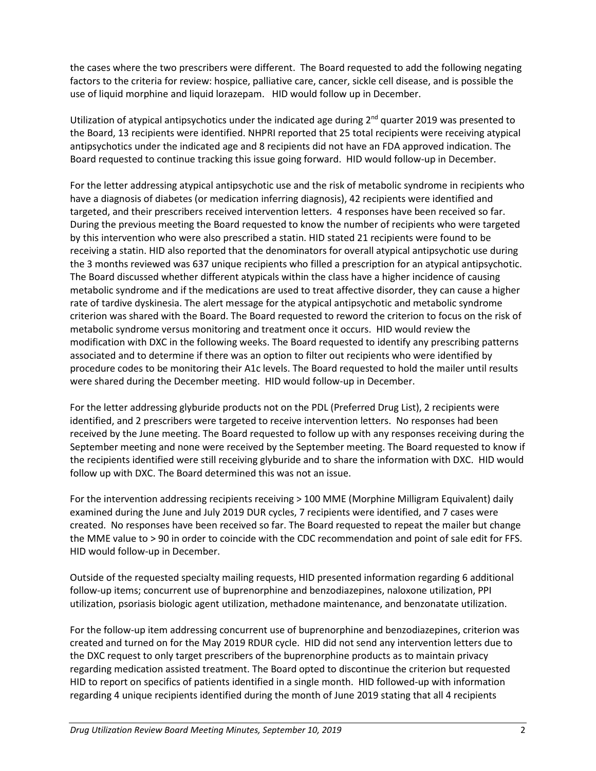the cases where the two prescribers were different. The Board requested to add the following negating factors to the criteria for review: hospice, palliative care, cancer, sickle cell disease, and is possible the use of liquid morphine and liquid lorazepam. HID would follow up in December.

Utilization of atypical antipsychotics under the indicated age during 2nd quarter 2019 was presented to the Board, 13 recipients were identified. NHPRI reported that 25 total recipients were receiving atypical antipsychotics under the indicated age and 8 recipients did not have an FDA approved indication. The Board requested to continue tracking this issue going forward. HID would follow-up in December.

For the letter addressing atypical antipsychotic use and the risk of metabolic syndrome in recipients who have a diagnosis of diabetes (or medication inferring diagnosis), 42 recipients were identified and targeted, and their prescribers received intervention letters. 4 responses have been received so far. During the previous meeting the Board requested to know the number of recipients who were targeted by this intervention who were also prescribed a statin. HID stated 21 recipients were found to be receiving a statin. HID also reported that the denominators for overall atypical antipsychotic use during the 3 months reviewed was 637 unique recipients who filled a prescription for an atypical antipsychotic. The Board discussed whether different atypicals within the class have a higher incidence of causing metabolic syndrome and if the medications are used to treat affective disorder, they can cause a higher rate of tardive dyskinesia. The alert message for the atypical antipsychotic and metabolic syndrome criterion was shared with the Board. The Board requested to reword the criterion to focus on the risk of metabolic syndrome versus monitoring and treatment once it occurs. HID would review the modification with DXC in the following weeks. The Board requested to identify any prescribing patterns associated and to determine if there was an option to filter out recipients who were identified by procedure codes to be monitoring their A1c levels. The Board requested to hold the mailer until results were shared during the December meeting. HID would follow-up in December.

For the letter addressing glyburide products not on the PDL (Preferred Drug List), 2 recipients were identified, and 2 prescribers were targeted to receive intervention letters. No responses had been received by the June meeting. The Board requested to follow up with any responses receiving during the September meeting and none were received by the September meeting. The Board requested to know if the recipients identified were still receiving glyburide and to share the information with DXC. HID would follow up with DXC. The Board determined this was not an issue.

For the intervention addressing recipients receiving > 100 MME (Morphine Milligram Equivalent) daily examined during the June and July 2019 DUR cycles, 7 recipients were identified, and 7 cases were created. No responses have been received so far. The Board requested to repeat the mailer but change the MME value to > 90 in order to coincide with the CDC recommendation and point of sale edit for FFS. HID would follow-up in December.

Outside of the requested specialty mailing requests, HID presented information regarding 6 additional follow-up items; concurrent use of buprenorphine and benzodiazepines, naloxone utilization, PPI utilization, psoriasis biologic agent utilization, methadone maintenance, and benzonatate utilization.

For the follow-up item addressing concurrent use of buprenorphine and benzodiazepines, criterion was created and turned on for the May 2019 RDUR cycle. HID did not send any intervention letters due to the DXC request to only target prescribers of the buprenorphine products as to maintain privacy regarding medication assisted treatment. The Board opted to discontinue the criterion but requested HID to report on specifics of patients identified in a single month. HID followed-up with information regarding 4 unique recipients identified during the month of June 2019 stating that all 4 recipients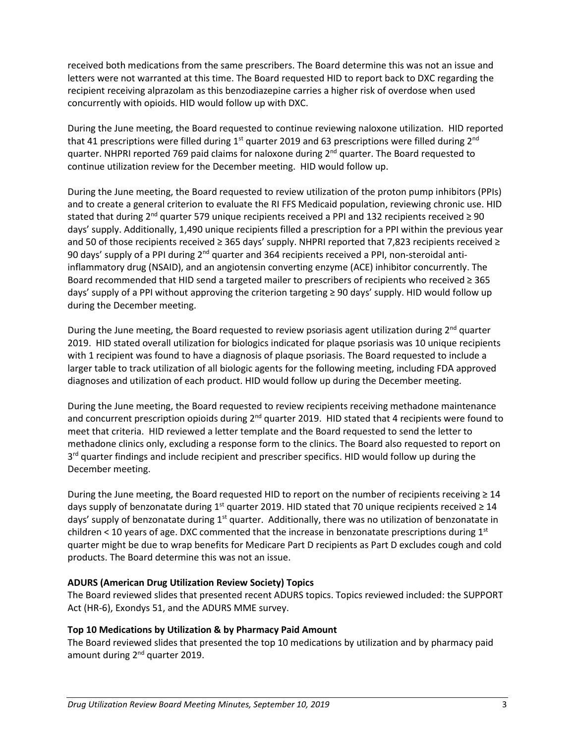received both medications from the same prescribers. The Board determine this was not an issue and letters were not warranted at this time. The Board requested HID to report back to DXC regarding the recipient receiving alprazolam as this benzodiazepine carries a higher risk of overdose when used concurrently with opioids. HID would follow up with DXC.

During the June meeting, the Board requested to continue reviewing naloxone utilization. HID reported that 41 prescriptions were filled during 1st quarter 2019 and 63 prescriptions were filled during 2nd quarter. NHPRI reported 769 paid claims for naloxone during 2nd quarter. The Board requested to continue utilization review for the December meeting. HID would follow up.

During the June meeting, the Board requested to review utilization of the proton pump inhibitors (PPIs) and to create a general criterion to evaluate the RI FFS Medicaid population, reviewing chronic use. HID stated that during 2nd quarter 579 unique recipients received a PPI and 132 recipients received ≥ 90 days' supply. Additionally, 1,490 unique recipients filled a prescription for a PPI within the previous year and 50 of those recipients received ≥ 365 days' supply. NHPRI reported that 7,823 recipients received ≥ 90 days' supply of a PPI during 2nd quarter and 364 recipients received a PPI, non-steroidal anti-inflammatory drug (NSAID), and an angiotensin converting enzyme (ACE) inhibitor concurrently. The Board recommended that HID send a targeted mailer to prescribers of recipients who received ≥ 365 days' supply of a PPI without approving the criterion targeting ≥ 90 days' supply. HID would follow up during the December meeting.

During the June meeting, the Board requested to review psoriasis agent utilization during 2nd quarter 2019. HID stated overall utilization for biologics indicated for plaque psoriasis was 10 unique recipients with 1 recipient was found to have a diagnosis of plaque psoriasis. The Board requested to include a larger table to track utilization of all biologic agents for the following meeting, including FDA approved diagnoses and utilization of each product. HID would follow up during the December meeting.

During the June meeting, the Board requested to review recipients receiving methadone maintenance and concurrent prescription opioids during 2nd quarter 2019. HID stated that 4 recipients were found to meet that criteria. HID reviewed a letter template and the Board requested to send the letter to methadone clinics only, excluding a response form to the clinics. The Board also requested to report on 3rd quarter findings and include recipient and prescriber specifics. HID would follow up during the December meeting.

During the June meeting, the Board requested HID to report on the number of recipients receiving ≥ 14 days supply of benzonatate during 1st quarter 2019. HID stated that 70 unique recipients received ≥ 14 days' supply of benzonatate during 1st quarter. Additionally, there was no utilization of benzonatate in children < 10 years of age. DXC commented that the increase in benzonatate prescriptions during 1st quarter might be due to wrap benefits for Medicare Part D recipients as Part D excludes cough and cold products. The Board determine this was not an issue.

**ADURS (American Drug Utilization Review Society) Topics**

The Board reviewed slides that presented recent ADURS topics. Topics reviewed included: the SUPPORT Act (HR-6), Exondys 51, and the ADURS MME survey.

**Top 10 Medications by Utilization & by Pharmacy Paid Amount**

The Board reviewed slides that presented the top 10 medications by utilization and by pharmacy paid amount during 2nd quarter 2019.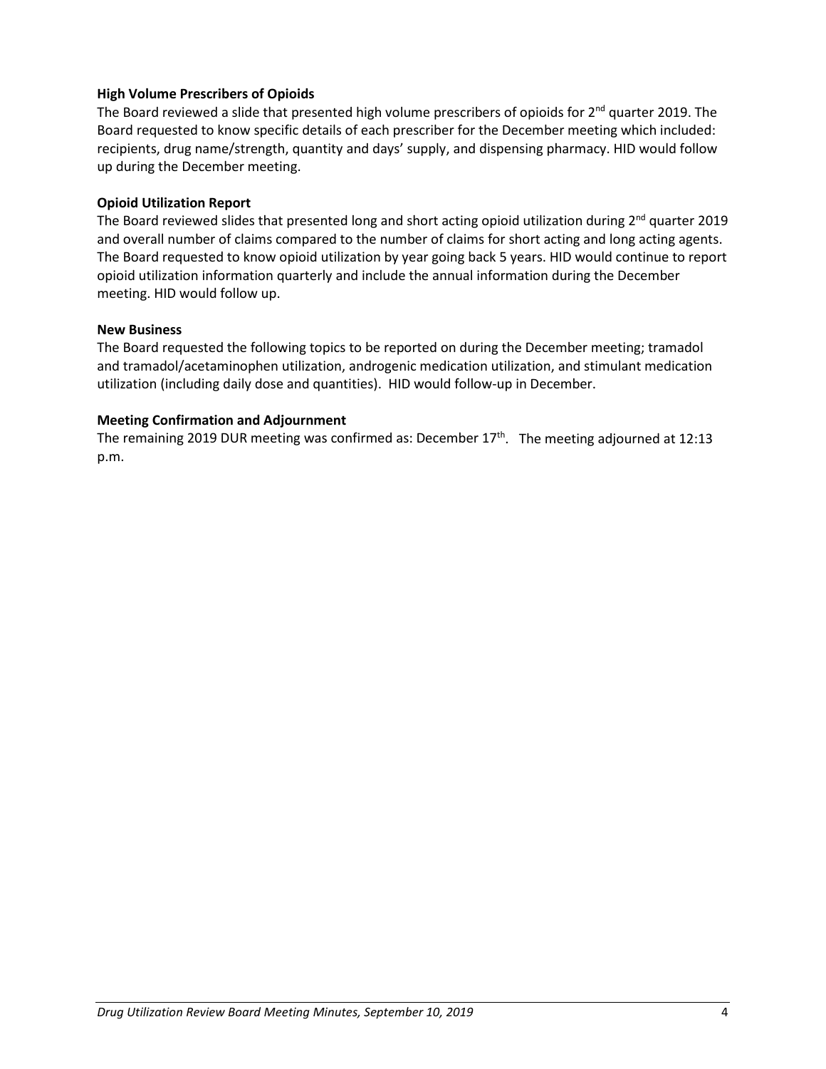**High Volume Prescribers of Opioids**

The Board reviewed a slide that presented high volume prescribers of opioids for 2nd quarter 2019. The Board requested to know specific details of each prescriber for the December meeting which included: recipients, drug name/strength, quantity and days' supply, and dispensing pharmacy. HID would follow up during the December meeting.

**Opioid Utilization Report**

The Board reviewed slides that presented long and short acting opioid utilization during 2nd quarter 2019 and overall number of claims compared to the number of claims for short acting and long acting agents. The Board requested to know opioid utilization by year going back 5 years. HID would continue to report opioid utilization information quarterly and include the annual information during the December meeting. HID would follow up.

**New Business**

The Board requested the following topics to be reported on during the December meeting; tramadol and tramadol/acetaminophen utilization, androgenic medication utilization, and stimulant medication utilization (including daily dose and quantities). HID would follow-up in December.

**Meeting Confirmation and Adjournment**

The remaining 2019 DUR meeting was confirmed as: December 17th. The meeting adjourned at 12:13 p.m.